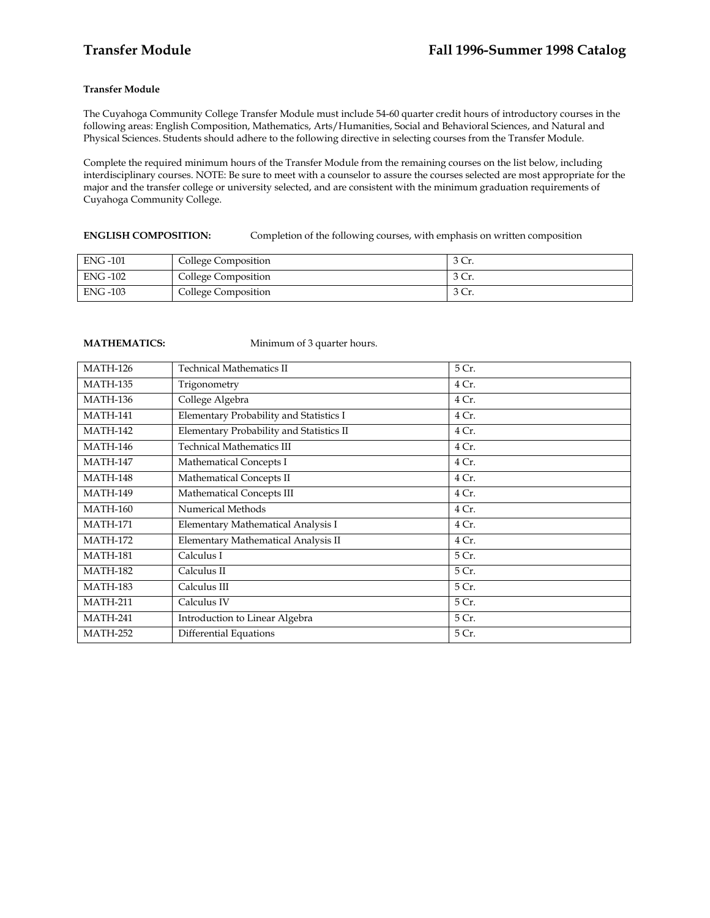## Transfer Module

The Cuyahoga Community College Transfer Module must include 54-60 quarter credit hours of introductory courses in the following areas: English Composition, Mathematics, Arts/Humanities, Social and Behavioral Sciences, and Natural and Physical Sciences. Students should adhere to the following directive in selecting courses from the Transfer Module.

Complete the required minimum hours of the Transfer Module from the remaining courses on the list below, including interdisciplinary courses. NOTE: Be sure to meet with a counselor to assure the courses selected are most appropriate for the major and the transfer college or university selected, and are consistent with the minimum graduation requirements of Cuyahoga Community College.

**ENGLISH COMPOSITION:** Completion of the following courses, with emphasis on written composition

| | | |
|---|---|---|
| ENG -101 | College Composition | 3 Cr. |
| ENG -102 | College Composition | 3 Cr. |
| ENG -103 | College Composition | 3 Cr. |

**MATHEMATICS:** Minimum of 3 quarter hours.

| | | |
|---|---|---|
| MATH-126 | Technical Mathematics II | 5 Cr. |
| MATH-135 | Trigonometry | 4 Cr. |
| MATH-136 | College Algebra | 4 Cr. |
| MATH-141 | Elementary Probability and Statistics I | 4 Cr. |
| MATH-142 | Elementary Probability and Statistics II | 4 Cr. |
| MATH-146 | Technical Mathematics III | 4 Cr. |
| MATH-147 | Mathematical Concepts I | 4 Cr. |
| MATH-148 | Mathematical Concepts II | 4 Cr. |
| MATH-149 | Mathematical Concepts III | 4 Cr. |
| MATH-160 | Numerical Methods | 4 Cr. |
| MATH-171 | Elementary Mathematical Analysis I | 4 Cr. |
| MATH-172 | Elementary Mathematical Analysis II | 4 Cr. |
| MATH-181 | Calculus I | 5 Cr. |
| MATH-182 | Calculus II | 5 Cr. |
| MATH-183 | Calculus III | 5 Cr. |
| MATH-211 | Calculus IV | 5 Cr. |
| MATH-241 | Introduction to Linear Algebra | 5 Cr. |
| MATH-252 | Differential Equations | 5 Cr. |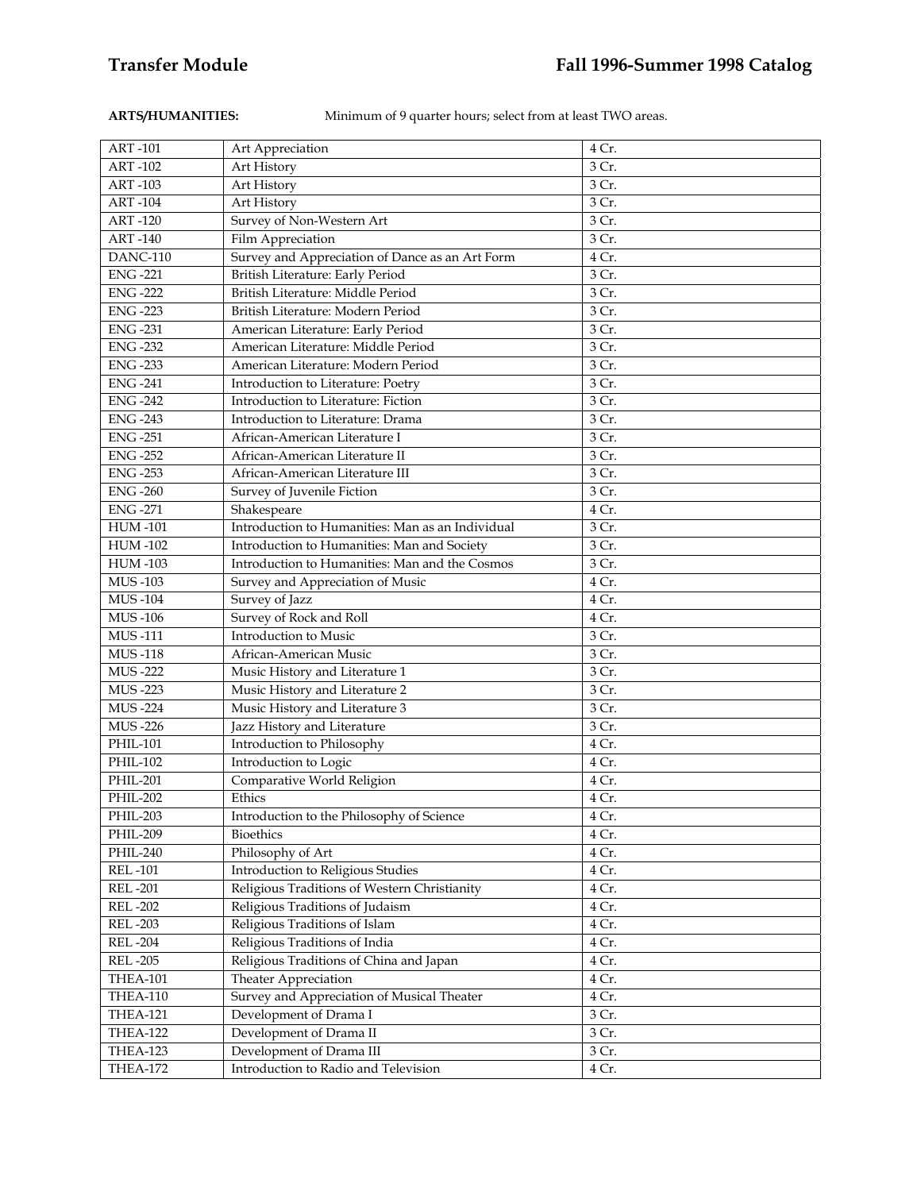**ARTS/HUMANITIES:** Minimum of 9 quarter hours; select from at least TWO areas.

| | | |
|---|---|---|
| ART -101 | Art Appreciation | 4 Cr. |
| ART -102 | Art History | 3 Cr. |
| ART -103 | Art History | 3 Cr. |
| ART -104 | Art History | 3 Cr. |
| ART -120 | Survey of Non-Western Art | 3 Cr. |
| ART -140 | Film Appreciation | 3 Cr. |
| DANC-110 | Survey and Appreciation of Dance as an Art Form | 4 Cr. |
| ENG -221 | British Literature: Early Period | 3 Cr. |
| ENG -222 | British Literature: Middle Period | 3 Cr. |
| ENG -223 | British Literature: Modern Period | 3 Cr. |
| ENG -231 | American Literature: Early Period | 3 Cr. |
| ENG -232 | American Literature: Middle Period | 3 Cr. |
| ENG -233 | American Literature: Modern Period | 3 Cr. |
| ENG -241 | Introduction to Literature: Poetry | 3 Cr. |
| ENG -242 | Introduction to Literature: Fiction | 3 Cr. |
| ENG -243 | Introduction to Literature: Drama | 3 Cr. |
| ENG -251 | African-American Literature I | 3 Cr. |
| ENG -252 | African-American Literature II | 3 Cr. |
| ENG -253 | African-American Literature III | 3 Cr. |
| ENG -260 | Survey of Juvenile Fiction | 3 Cr. |
| ENG -271 | Shakespeare | 4 Cr. |
| HUM -101 | Introduction to Humanities: Man as an Individual | 3 Cr. |
| HUM -102 | Introduction to Humanities: Man and Society | 3 Cr. |
| HUM -103 | Introduction to Humanities: Man and the Cosmos | 3 Cr. |
| MUS -103 | Survey and Appreciation of Music | 4 Cr. |
| MUS -104 | Survey of Jazz | 4 Cr. |
| MUS -106 | Survey of Rock and Roll | 4 Cr. |
| MUS -111 | Introduction to Music | 3 Cr. |
| MUS -118 | African-American Music | 3 Cr. |
| MUS -222 | Music History and Literature 1 | 3 Cr. |
| MUS -223 | Music History and Literature 2 | 3 Cr. |
| MUS -224 | Music History and Literature 3 | 3 Cr. |
| MUS -226 | Jazz History and Literature | 3 Cr. |
| PHIL-101 | Introduction to Philosophy | 4 Cr. |
| PHIL-102 | Introduction to Logic | 4 Cr. |
| PHIL-201 | Comparative World Religion | 4 Cr. |
| PHIL-202 | Ethics | 4 Cr. |
| PHIL-203 | Introduction to the Philosophy of Science | 4 Cr. |
| PHIL-209 | Bioethics | 4 Cr. |
| PHIL-240 | Philosophy of Art | 4 Cr. |
| REL -101 | Introduction to Religious Studies | 4 Cr. |
| REL -201 | Religious Traditions of Western Christianity | 4 Cr. |
| REL -202 | Religious Traditions of Judaism | 4 Cr. |
| REL -203 | Religious Traditions of Islam | 4 Cr. |
| REL -204 | Religious Traditions of India | 4 Cr. |
| REL -205 | Religious Traditions of China and Japan | 4 Cr. |
| THEA-101 | Theater Appreciation | 4 Cr. |
| THEA-110 | Survey and Appreciation of Musical Theater | 4 Cr. |
| THEA-121 | Development of Drama I | 3 Cr. |
| THEA-122 | Development of Drama II | 3 Cr. |
| THEA-123 | Development of Drama III | 3 Cr. |
| THEA-172 | Introduction to Radio and Television | 4 Cr. |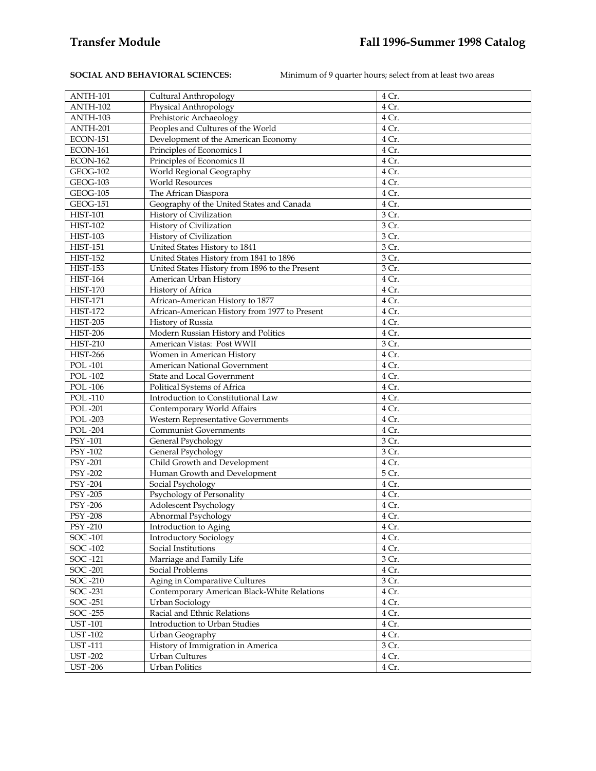**SOCIAL AND BEHAVIORAL SCIENCES:** Minimum of 9 quarter hours; select from at least two areas

| | | |
|---|---|---|
| ANTH-101 | Cultural Anthropology | 4 Cr. |
| ANTH-102 | Physical Anthropology | 4 Cr. |
| ANTH-103 | Prehistoric Archaeology | 4 Cr. |
| ANTH-201 | Peoples and Cultures of the World | 4 Cr. |
| ECON-151 | Development of the American Economy | 4 Cr. |
| ECON-161 | Principles of Economics I | 4 Cr. |
| ECON-162 | Principles of Economics II | 4 Cr. |
| GEOG-102 | World Regional Geography | 4 Cr. |
| GEOG-103 | World Resources | 4 Cr. |
| GEOG-105 | The African Diaspora | 4 Cr. |
| GEOG-151 | Geography of the United States and Canada | 4 Cr. |
| HIST-101 | History of Civilization | 3 Cr. |
| HIST-102 | History of Civilization | 3 Cr. |
| HIST-103 | History of Civilization | 3 Cr. |
| HIST-151 | United States History to 1841 | 3 Cr. |
| HIST-152 | United States History from 1841 to 1896 | 3 Cr. |
| HIST-153 | United States History from 1896 to the Present | 3 Cr. |
| HIST-164 | American Urban History | 4 Cr. |
| HIST-170 | History of Africa | 4 Cr. |
| HIST-171 | African-American History to 1877 | 4 Cr. |
| HIST-172 | African-American History from 1977 to Present | 4 Cr. |
| HIST-205 | History of Russia | 4 Cr. |
| HIST-206 | Modern Russian History and Politics | 4 Cr. |
| HIST-210 | American Vistas: Post WWII | 3 Cr. |
| HIST-266 | Women in American History | 4 Cr. |
| POL -101 | American National Government | 4 Cr. |
| POL -102 | State and Local Government | 4 Cr. |
| POL -106 | Political Systems of Africa | 4 Cr. |
| POL -110 | Introduction to Constitutional Law | 4 Cr. |
| POL -201 | Contemporary World Affairs | 4 Cr. |
| POL -203 | Western Representative Governments | 4 Cr. |
| POL -204 | Communist Governments | 4 Cr. |
| PSY -101 | General Psychology | 3 Cr. |
| PSY -102 | General Psychology | 3 Cr. |
| PSY -201 | Child Growth and Development | 4 Cr. |
| PSY -202 | Human Growth and Development | 5 Cr. |
| PSY -204 | Social Psychology | 4 Cr. |
| PSY -205 | Psychology of Personality | 4 Cr. |
| PSY -206 | Adolescent Psychology | 4 Cr. |
| PSY -208 | Abnormal Psychology | 4 Cr. |
| PSY -210 | Introduction to Aging | 4 Cr. |
| SOC -101 | Introductory Sociology | 4 Cr. |
| SOC -102 | Social Institutions | 4 Cr. |
| SOC -121 | Marriage and Family Life | 3 Cr. |
| SOC -201 | Social Problems | 4 Cr. |
| SOC -210 | Aging in Comparative Cultures | 3 Cr. |
| SOC -231 | Contemporary American Black-White Relations | 4 Cr. |
| SOC -251 | Urban Sociology | 4 Cr. |
| SOC -255 | Racial and Ethnic Relations | 4 Cr. |
| UST -101 | Introduction to Urban Studies | 4 Cr. |
| UST -102 | Urban Geography | 4 Cr. |
| UST -111 | History of Immigration in America | 3 Cr. |
| UST -202 | Urban Cultures | 4 Cr. |
| UST -206 | Urban Politics | 4 Cr. |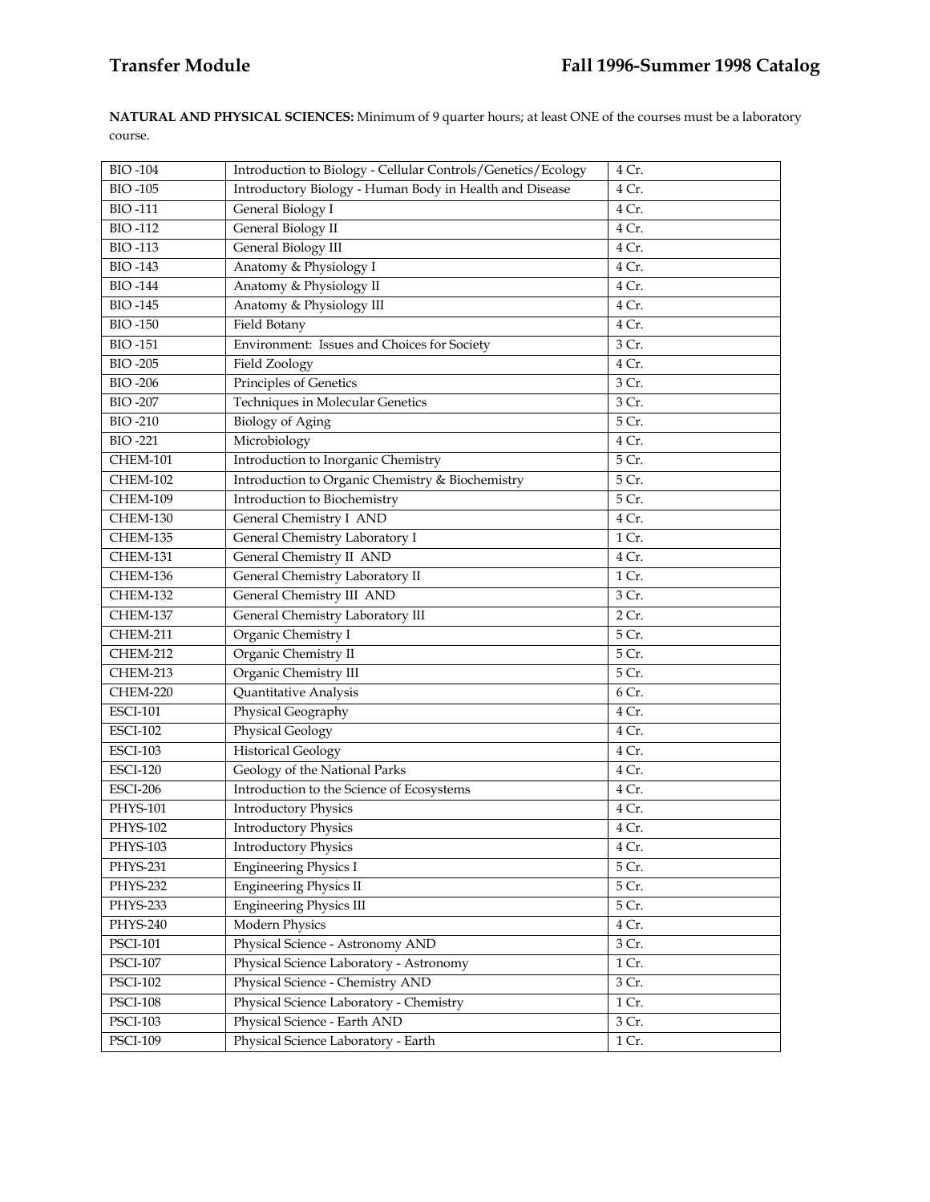**NATURAL AND PHYSICAL SCIENCES:** Minimum of 9 quarter hours; at least ONE of the courses must be a laboratory course.

| | | |
|---|---|---|
| BIO -104 | Introduction to Biology - Cellular Controls/Genetics/Ecology | 4 Cr. |
| BIO -105 | Introductory Biology - Human Body in Health and Disease | 4 Cr. |
| BIO -111 | General Biology I | 4 Cr. |
| BIO -112 | General Biology II | 4 Cr. |
| BIO -113 | General Biology III | 4 Cr. |
| BIO -143 | Anatomy & Physiology I | 4 Cr. |
| BIO -144 | Anatomy & Physiology II | 4 Cr. |
| BIO -145 | Anatomy & Physiology III | 4 Cr. |
| BIO -150 | Field Botany | 4 Cr. |
| BIO -151 | Environment: Issues and Choices for Society | 3 Cr. |
| BIO -205 | Field Zoology | 4 Cr. |
| BIO -206 | Principles of Genetics | 3 Cr. |
| BIO -207 | Techniques in Molecular Genetics | 3 Cr. |
| BIO -210 | Biology of Aging | 5 Cr. |
| BIO -221 | Microbiology | 4 Cr. |
| CHEM-101 | Introduction to Inorganic Chemistry | 5 Cr. |
| CHEM-102 | Introduction to Organic Chemistry & Biochemistry | 5 Cr. |
| CHEM-109 | Introduction to Biochemistry | 5 Cr. |
| CHEM-130 | General Chemistry I AND | 4 Cr. |
| CHEM-135 | General Chemistry Laboratory I | 1 Cr. |
| CHEM-131 | General Chemistry II AND | 4 Cr. |
| CHEM-136 | General Chemistry Laboratory II | 1 Cr. |
| CHEM-132 | General Chemistry III AND | 3 Cr. |
| CHEM-137 | General Chemistry Laboratory III | 2 Cr. |
| CHEM-211 | Organic Chemistry I | 5 Cr. |
| CHEM-212 | Organic Chemistry II | 5 Cr. |
| CHEM-213 | Organic Chemistry III | 5 Cr. |
| CHEM-220 | Quantitative Analysis | 6 Cr. |
| ESCI-101 | Physical Geography | 4 Cr. |
| ESCI-102 | Physical Geology | 4 Cr. |
| ESCI-103 | Historical Geology | 4 Cr. |
| ESCI-120 | Geology of the National Parks | 4 Cr. |
| ESCI-206 | Introduction to the Science of Ecosystems | 4 Cr. |
| PHYS-101 | Introductory Physics | 4 Cr. |
| PHYS-102 | Introductory Physics | 4 Cr. |
| PHYS-103 | Introductory Physics | 4 Cr. |
| PHYS-231 | Engineering Physics I | 5 Cr. |
| PHYS-232 | Engineering Physics II | 5 Cr. |
| PHYS-233 | Engineering Physics III | 5 Cr. |
| PHYS-240 | Modern Physics | 4 Cr. |
| PSCI-101 | Physical Science - Astronomy AND | 3 Cr. |
| PSCI-107 | Physical Science Laboratory - Astronomy | 1 Cr. |
| PSCI-102 | Physical Science - Chemistry AND | 3 Cr. |
| PSCI-108 | Physical Science Laboratory - Chemistry | 1 Cr. |
| PSCI-103 | Physical Science - Earth AND | 3 Cr. |
| PSCI-109 | Physical Science Laboratory - Earth | 1 Cr. |